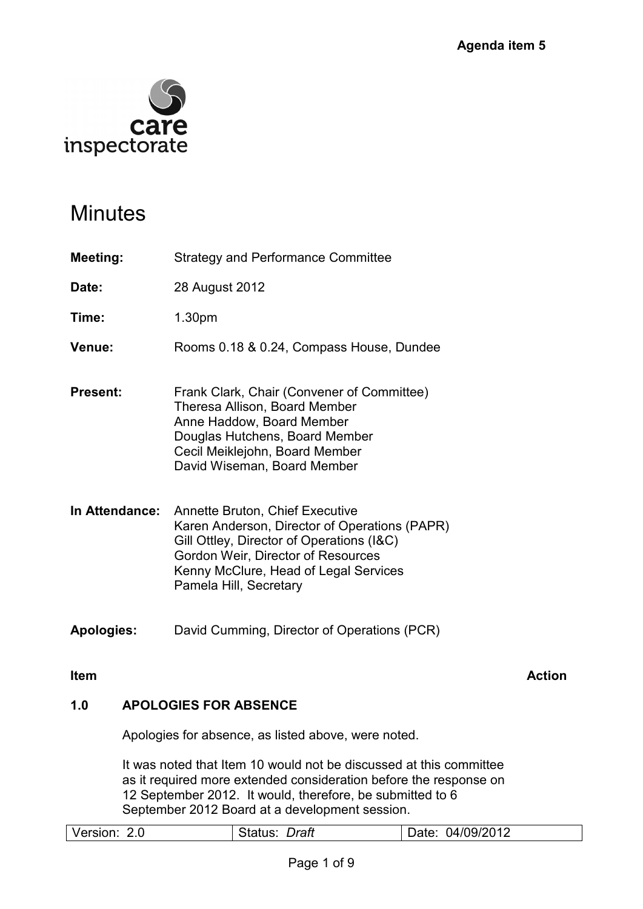Agenda item 5

care inspectorate

# Minutes

**Meeting:** Strategy and Performance Committee

**Date:** 28 August 2012

**Time:** 1.30pm

**Venue:** Rooms 0.18 & 0.24, Compass House, Dundee

**Present:**
Frank Clark, Chair (Convener of Committee)
Theresa Allison, Board Member
Anne Haddow, Board Member
Douglas Hutchens, Board Member
Cecil Meiklejohn, Board Member
David Wiseman, Board Member

**In Attendance:**
Annette Bruton, Chief Executive
Karen Anderson, Director of Operations (PAPR)
Gill Ottley, Director of Operations (I&C)
Gordon Weir, Director of Resources
Kenny McClure, Head of Legal Services
Pamela Hill, Secretary

**Apologies:** David Cumming, Director of Operations (PCR)

**Item** | **Action**

## 1.0 APOLOGIES FOR ABSENCE

Apologies for absence, as listed above, were noted.

It was noted that Item 10 would not be discussed at this committee as it required more extended consideration before the response on 12 September 2012. It would, therefore, be submitted to 6 September 2012 Board at a development session.

| Version: 2.0 | Status: *Draft* | Date: 04/09/2012 |
|---|---|---|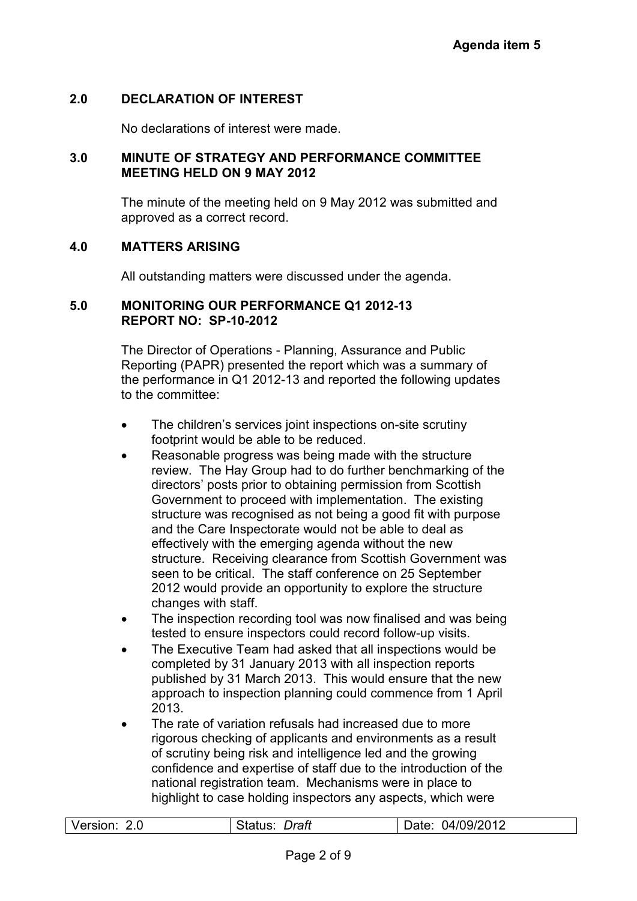**Agenda item 5**

## 2.0 DECLARATION OF INTEREST

No declarations of interest were made.

## 3.0 MINUTE OF STRATEGY AND PERFORMANCE COMMITTEE MEETING HELD ON 9 MAY 2012

The minute of the meeting held on 9 May 2012 was submitted and approved as a correct record.

## 4.0 MATTERS ARISING

All outstanding matters were discussed under the agenda.

## 5.0 MONITORING OUR PERFORMANCE Q1 2012-13 REPORT NO: SP-10-2012

The Director of Operations - Planning, Assurance and Public Reporting (PAPR) presented the report which was a summary of the performance in Q1 2012-13 and reported the following updates to the committee:

- The children's services joint inspections on-site scrutiny footprint would be able to be reduced.
- Reasonable progress was being made with the structure review. The Hay Group had to do further benchmarking of the directors' posts prior to obtaining permission from Scottish Government to proceed with implementation. The existing structure was recognised as not being a good fit with purpose and the Care Inspectorate would not be able to deal as effectively with the emerging agenda without the new structure. Receiving clearance from Scottish Government was seen to be critical. The staff conference on 25 September 2012 would provide an opportunity to explore the structure changes with staff.
- The inspection recording tool was now finalised and was being tested to ensure inspectors could record follow-up visits.
- The Executive Team had asked that all inspections would be completed by 31 January 2013 with all inspection reports published by 31 March 2013. This would ensure that the new approach to inspection planning could commence from 1 April 2013.
- The rate of variation refusals had increased due to more rigorous checking of applicants and environments as a result of scrutiny being risk and intelligence led and the growing confidence and expertise of staff due to the introduction of the national registration team. Mechanisms were in place to highlight to case holding inspectors any aspects, which were

| Version: 2.0 | Status: *Draft* | Date: 04/09/2012 |
|---|---|---|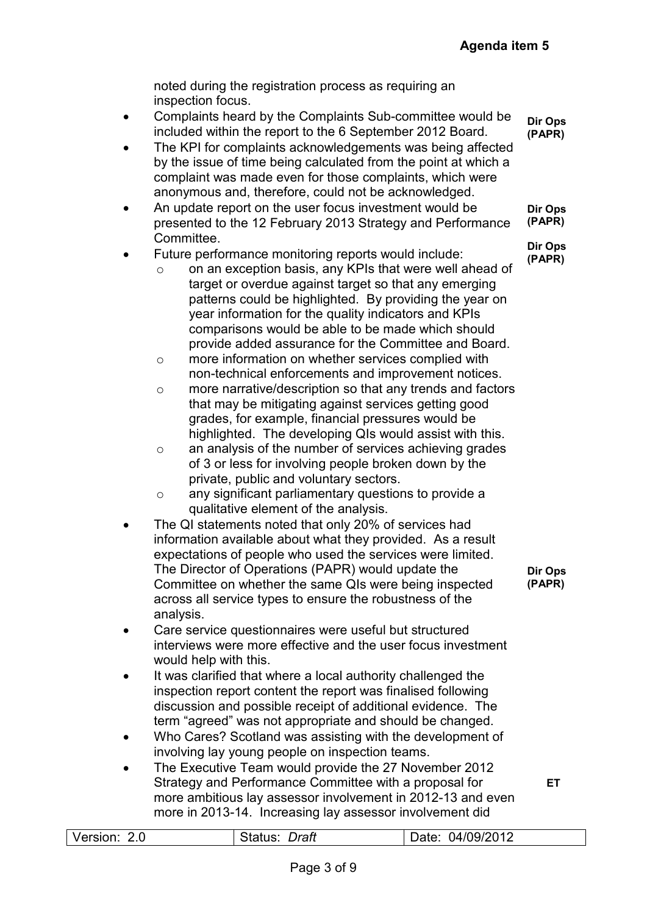noted during the registration process as requiring an inspection focus.

- Complaints heard by the Complaints Sub-committee would be included within the report to the 6 September 2012 Board. **Dir Ops (PAPR)**
- The KPI for complaints acknowledgements was being affected by the issue of time being calculated from the point at which a complaint was made even for those complaints, which were anonymous and, therefore, could not be acknowledged.
- An update report on the user focus investment would be presented to the 12 February 2013 Strategy and Performance Committee. **Dir Ops (PAPR)**
- Future performance monitoring reports would include: **Dir Ops (PAPR)**
    - on an exception basis, any KPIs that were well ahead of target or overdue against target so that any emerging patterns could be highlighted. By providing the year on year information for the quality indicators and KPIs comparisons would be able to be made which should provide added assurance for the Committee and Board.
    - more information on whether services complied with non-technical enforcements and improvement notices.
    - more narrative/description so that any trends and factors that may be mitigating against services getting good grades, for example, financial pressures would be highlighted. The developing QIs would assist with this.
    - an analysis of the number of services achieving grades of 3 or less for involving people broken down by the private, public and voluntary sectors.
    - any significant parliamentary questions to provide a qualitative element of the analysis.
- The QI statements noted that only 20% of services had information available about what they provided. As a result expectations of people who used the services were limited. The Director of Operations (PAPR) would update the Committee on whether the same QIs were being inspected across all service types to ensure the robustness of the analysis. **Dir Ops (PAPR)**
- Care service questionnaires were useful but structured interviews were more effective and the user focus investment would help with this.
- It was clarified that where a local authority challenged the inspection report content the report was finalised following discussion and possible receipt of additional evidence. The term "agreed" was not appropriate and should be changed.
- Who Cares? Scotland was assisting with the development of involving lay young people on inspection teams.
- The Executive Team would provide the 27 November 2012 Strategy and Performance Committee with a proposal for more ambitious lay assessor involvement in 2012-13 and even more in 2013-14. Increasing lay assessor involvement did **ET**

| Version: 2.0 | Status: *Draft* | Date: 04/09/2012 |
| --- | --- | --- |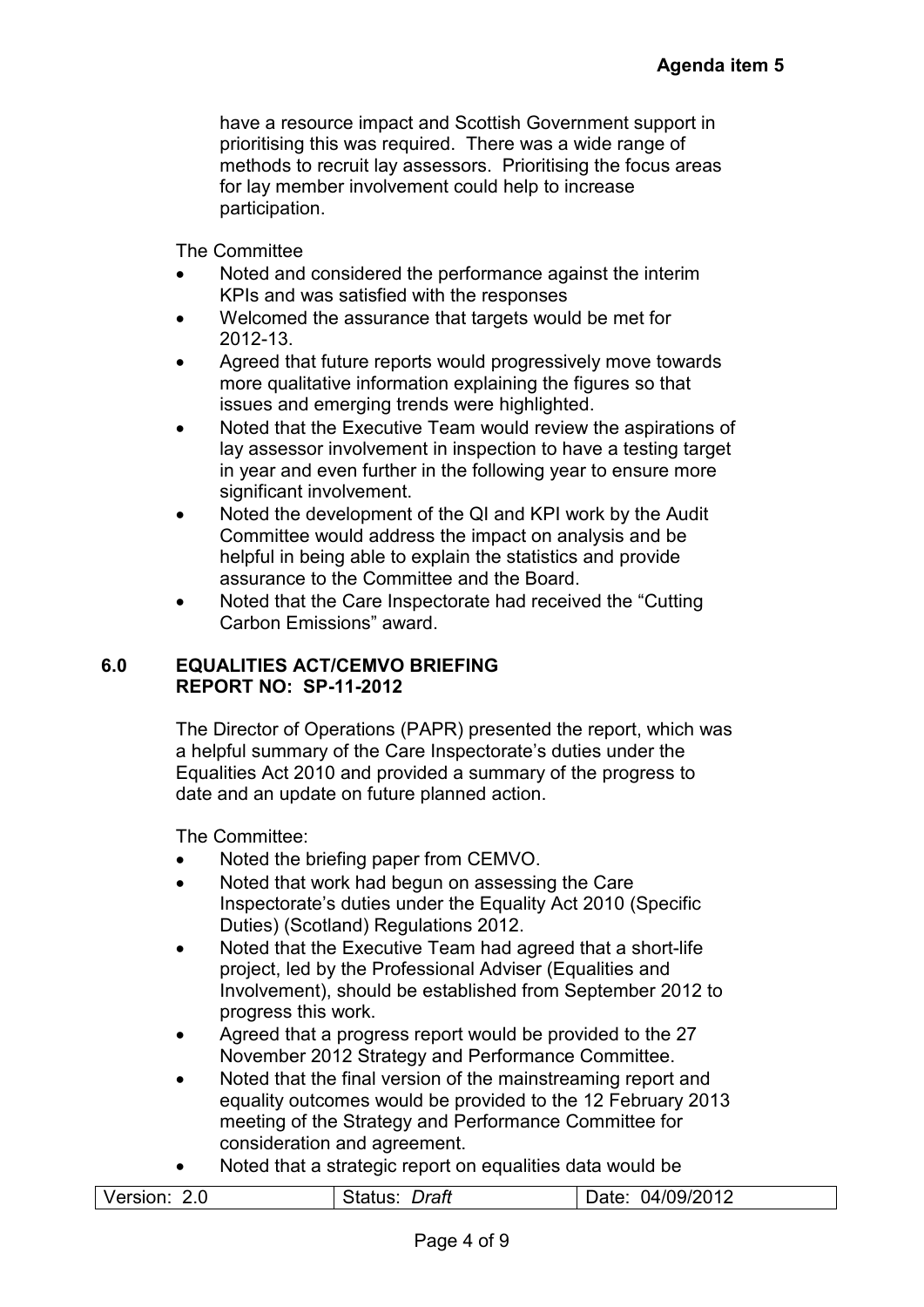have a resource impact and Scottish Government support in prioritising this was required. There was a wide range of methods to recruit lay assessors. Prioritising the focus areas for lay member involvement could help to increase participation.

The Committee

- Noted and considered the performance against the interim KPIs and was satisfied with the responses
- Welcomed the assurance that targets would be met for 2012-13.
- Agreed that future reports would progressively move towards more qualitative information explaining the figures so that issues and emerging trends were highlighted.
- Noted that the Executive Team would review the aspirations of lay assessor involvement in inspection to have a testing target in year and even further in the following year to ensure more significant involvement.
- Noted the development of the QI and KPI work by the Audit Committee would address the impact on analysis and be helpful in being able to explain the statistics and provide assurance to the Committee and the Board.
- Noted that the Care Inspectorate had received the "Cutting Carbon Emissions" award.

## 6.0 EQUALITIES ACT/CEMVO BRIEFING REPORT NO: SP-11-2012

The Director of Operations (PAPR) presented the report, which was a helpful summary of the Care Inspectorate's duties under the Equalities Act 2010 and provided a summary of the progress to date and an update on future planned action.

The Committee:

- Noted the briefing paper from CEMVO.
- Noted that work had begun on assessing the Care Inspectorate's duties under the Equality Act 2010 (Specific Duties) (Scotland) Regulations 2012.
- Noted that the Executive Team had agreed that a short-life project, led by the Professional Adviser (Equalities and Involvement), should be established from September 2012 to progress this work.
- Agreed that a progress report would be provided to the 27 November 2012 Strategy and Performance Committee.
- Noted that the final version of the mainstreaming report and equality outcomes would be provided to the 12 February 2013 meeting of the Strategy and Performance Committee for consideration and agreement.
- Noted that a strategic report on equalities data would be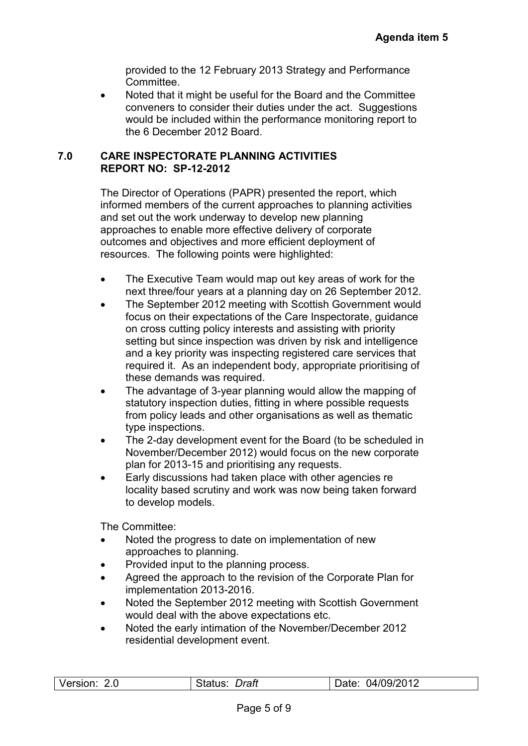provided to the 12 February 2013 Strategy and Performance Committee.

- Noted that it might be useful for the Board and the Committee conveners to consider their duties under the act. Suggestions would be included within the performance monitoring report to the 6 December 2012 Board.

## 7.0 CARE INSPECTORATE PLANNING ACTIVITIES REPORT NO: SP-12-2012

The Director of Operations (PAPR) presented the report, which informed members of the current approaches to planning activities and set out the work underway to develop new planning approaches to enable more effective delivery of corporate outcomes and objectives and more efficient deployment of resources. The following points were highlighted:

- The Executive Team would map out key areas of work for the next three/four years at a planning day on 26 September 2012.
- The September 2012 meeting with Scottish Government would focus on their expectations of the Care Inspectorate, guidance on cross cutting policy interests and assisting with priority setting but since inspection was driven by risk and intelligence and a key priority was inspecting registered care services that required it. As an independent body, appropriate prioritising of these demands was required.
- The advantage of 3-year planning would allow the mapping of statutory inspection duties, fitting in where possible requests from policy leads and other organisations as well as thematic type inspections.
- The 2-day development event for the Board (to be scheduled in November/December 2012) would focus on the new corporate plan for 2013-15 and prioritising any requests.
- Early discussions had taken place with other agencies re locality based scrutiny and work was now being taken forward to develop models.

The Committee:

- Noted the progress to date on implementation of new approaches to planning.
- Provided input to the planning process.
- Agreed the approach to the revision of the Corporate Plan for implementation 2013-2016.
- Noted the September 2012 meeting with Scottish Government would deal with the above expectations etc.
- Noted the early intimation of the November/December 2012 residential development event.

| Version: 2.0 | Status: *Draft* | Date: 04/09/2012 |
|---|---|---|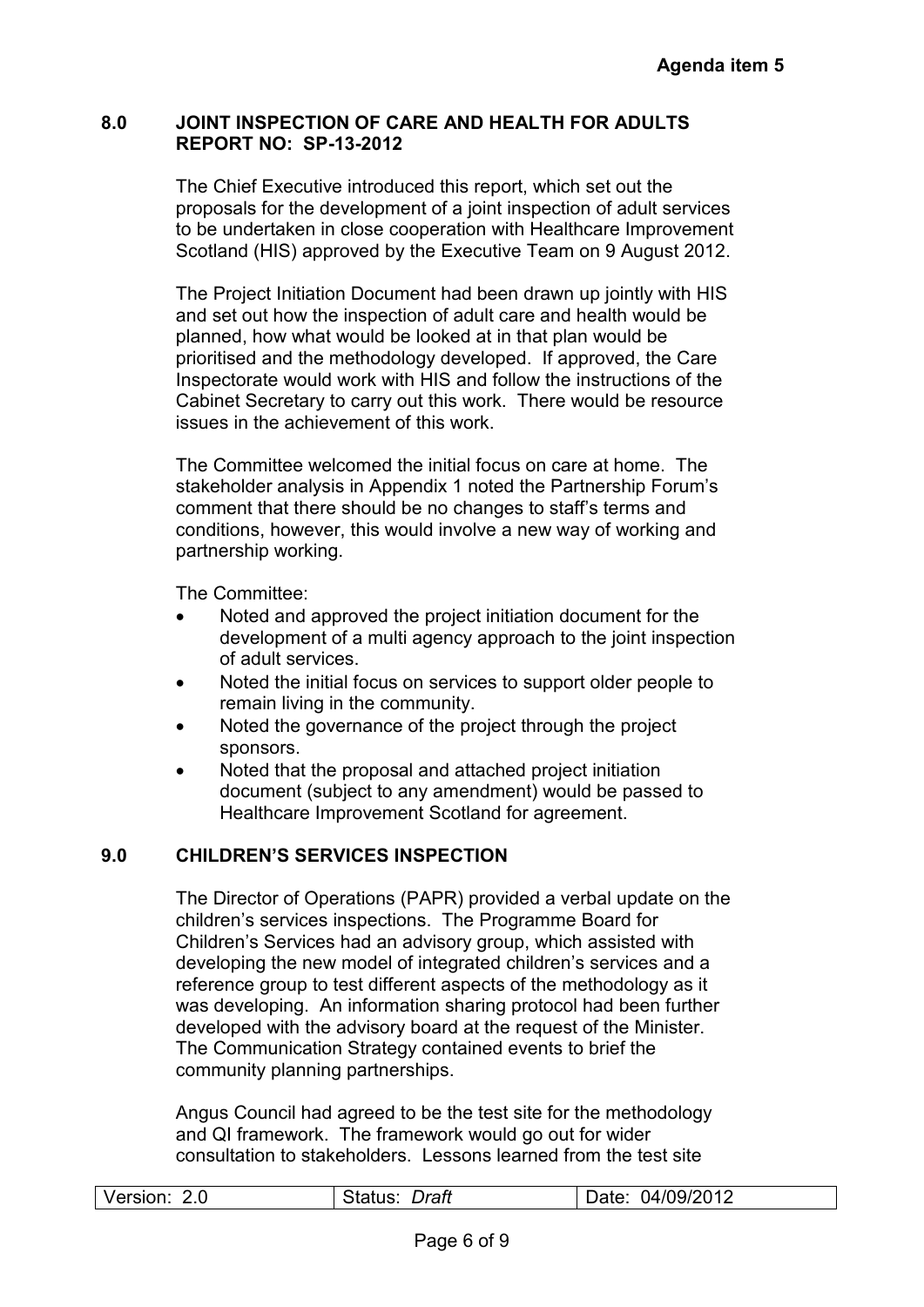**Agenda item 5**

## 8.0 JOINT INSPECTION OF CARE AND HEALTH FOR ADULTS REPORT NO: SP-13-2012

The Chief Executive introduced this report, which set out the proposals for the development of a joint inspection of adult services to be undertaken in close cooperation with Healthcare Improvement Scotland (HIS) approved by the Executive Team on 9 August 2012.

The Project Initiation Document had been drawn up jointly with HIS and set out how the inspection of adult care and health would be planned, how what would be looked at in that plan would be prioritised and the methodology developed. If approved, the Care Inspectorate would work with HIS and follow the instructions of the Cabinet Secretary to carry out this work. There would be resource issues in the achievement of this work.

The Committee welcomed the initial focus on care at home. The stakeholder analysis in Appendix 1 noted the Partnership Forum's comment that there should be no changes to staff's terms and conditions, however, this would involve a new way of working and partnership working.

The Committee:

- Noted and approved the project initiation document for the development of a multi agency approach to the joint inspection of adult services.
- Noted the initial focus on services to support older people to remain living in the community.
- Noted the governance of the project through the project sponsors.
- Noted that the proposal and attached project initiation document (subject to any amendment) would be passed to Healthcare Improvement Scotland for agreement.

## 9.0 CHILDREN'S SERVICES INSPECTION

The Director of Operations (PAPR) provided a verbal update on the children's services inspections. The Programme Board for Children's Services had an advisory group, which assisted with developing the new model of integrated children's services and a reference group to test different aspects of the methodology as it was developing. An information sharing protocol had been further developed with the advisory board at the request of the Minister. The Communication Strategy contained events to brief the community planning partnerships.

Angus Council had agreed to be the test site for the methodology and QI framework. The framework would go out for wider consultation to stakeholders. Lessons learned from the test site

| Version: 2.0 | Status: *Draft* | Date: 04/09/2012 |
|---|---|---|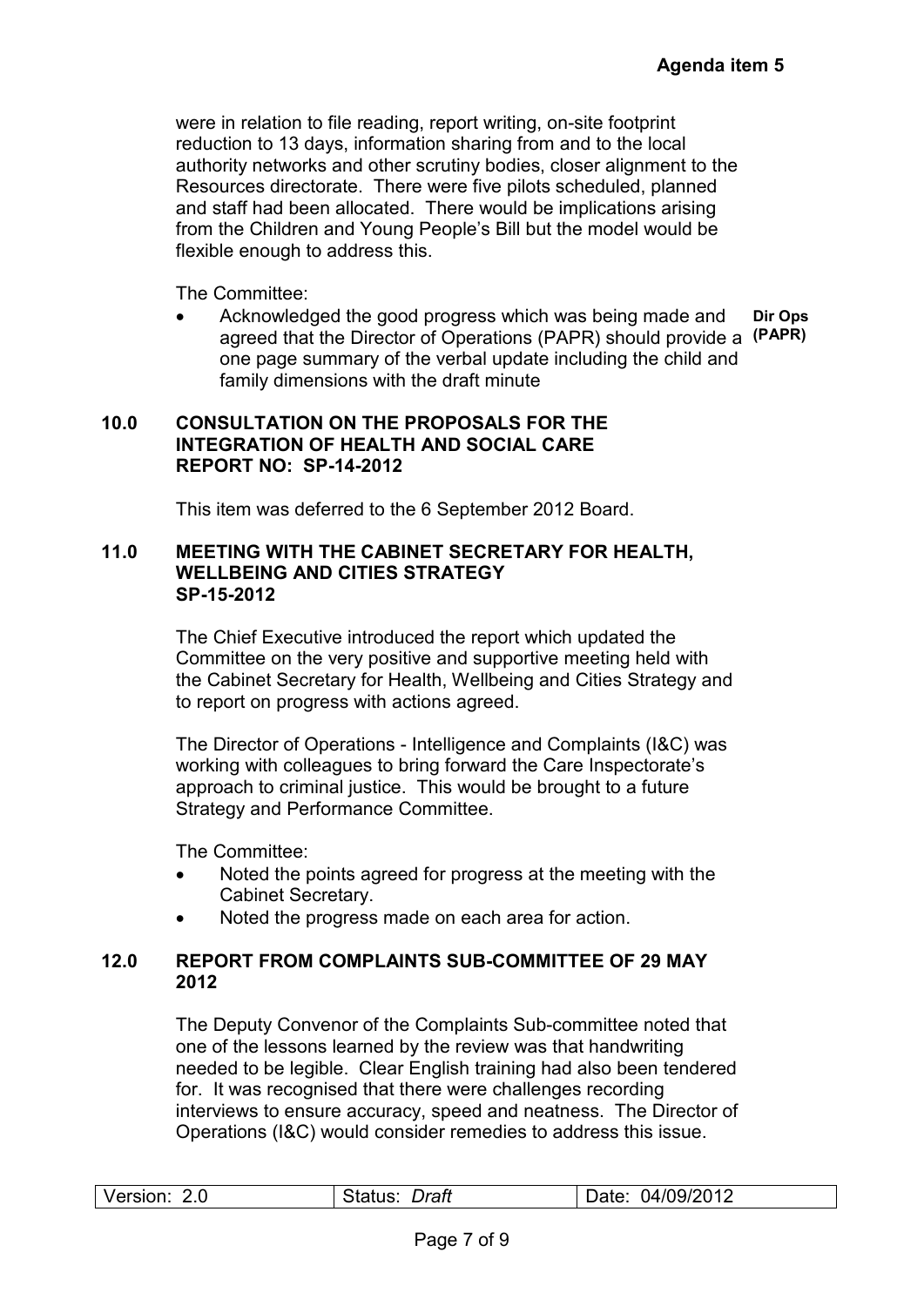**Agenda item 5**

were in relation to file reading, report writing, on-site footprint reduction to 13 days, information sharing from and to the local authority networks and other scrutiny bodies, closer alignment to the Resources directorate. There were five pilots scheduled, planned and staff had been allocated. There would be implications arising from the Children and Young People's Bill but the model would be flexible enough to address this.

The Committee:

- Acknowledged the good progress which was being made and agreed that the Director of Operations (PAPR) should provide a one page summary of the verbal update including the child and family dimensions with the draft minute **Dir Ops (PAPR)**

## 10.0 CONSULTATION ON THE PROPOSALS FOR THE INTEGRATION OF HEALTH AND SOCIAL CARE REPORT NO: SP-14-2012

This item was deferred to the 6 September 2012 Board.

## 11.0 MEETING WITH THE CABINET SECRETARY FOR HEALTH, WELLBEING AND CITIES STRATEGY SP-15-2012

The Chief Executive introduced the report which updated the Committee on the very positive and supportive meeting held with the Cabinet Secretary for Health, Wellbeing and Cities Strategy and to report on progress with actions agreed.

The Director of Operations - Intelligence and Complaints (I&C) was working with colleagues to bring forward the Care Inspectorate's approach to criminal justice. This would be brought to a future Strategy and Performance Committee.

The Committee:

- Noted the points agreed for progress at the meeting with the Cabinet Secretary.
- Noted the progress made on each area for action.

## 12.0 REPORT FROM COMPLAINTS SUB-COMMITTEE OF 29 MAY 2012

The Deputy Convenor of the Complaints Sub-committee noted that one of the lessons learned by the review was that handwriting needed to be legible. Clear English training had also been tendered for. It was recognised that there were challenges recording interviews to ensure accuracy, speed and neatness. The Director of Operations (I&C) would consider remedies to address this issue.

| Version: 2.0 | Status: *Draft* | Date: 04/09/2012 |
|---|---|---|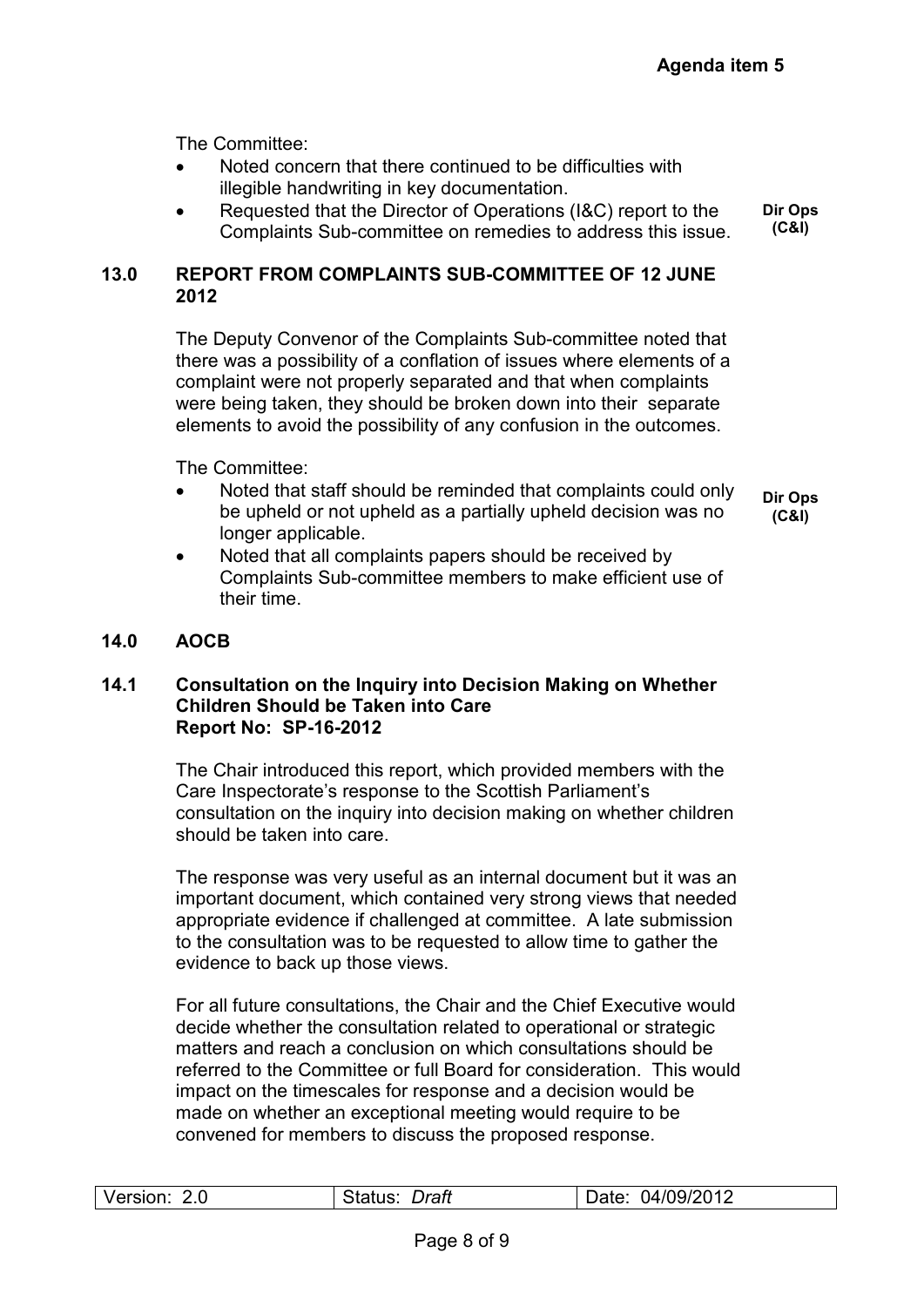Agenda item 5

The Committee:

- Noted concern that there continued to be difficulties with illegible handwriting in key documentation.
- Requested that the Director of Operations (I&C) report to the Complaints Sub-committee on remedies to address this issue. **Dir Ops (C&I)**

## 13.0 REPORT FROM COMPLAINTS SUB-COMMITTEE OF 12 JUNE 2012

The Deputy Convenor of the Complaints Sub-committee noted that there was a possibility of a conflation of issues where elements of a complaint were not properly separated and that when complaints were being taken, they should be broken down into their separate elements to avoid the possibility of any confusion in the outcomes.

The Committee:

- Noted that staff should be reminded that complaints could only be upheld or not upheld as a partially upheld decision was no longer applicable. **Dir Ops (C&I)**
- Noted that all complaints papers should be received by Complaints Sub-committee members to make efficient use of their time.

## 14.0 AOCB

### 14.1 Consultation on the Inquiry into Decision Making on Whether Children Should be Taken into Care Report No: SP-16-2012

The Chair introduced this report, which provided members with the Care Inspectorate's response to the Scottish Parliament's consultation on the inquiry into decision making on whether children should be taken into care.

The response was very useful as an internal document but it was an important document, which contained very strong views that needed appropriate evidence if challenged at committee. A late submission to the consultation was to be requested to allow time to gather the evidence to back up those views.

For all future consultations, the Chair and the Chief Executive would decide whether the consultation related to operational or strategic matters and reach a conclusion on which consultations should be referred to the Committee or full Board for consideration. This would impact on the timescales for response and a decision would be made on whether an exceptional meeting would require to be convened for members to discuss the proposed response.

| Version: 2.0 | Status: *Draft* | Date: 04/09/2012 |
|---|---|---|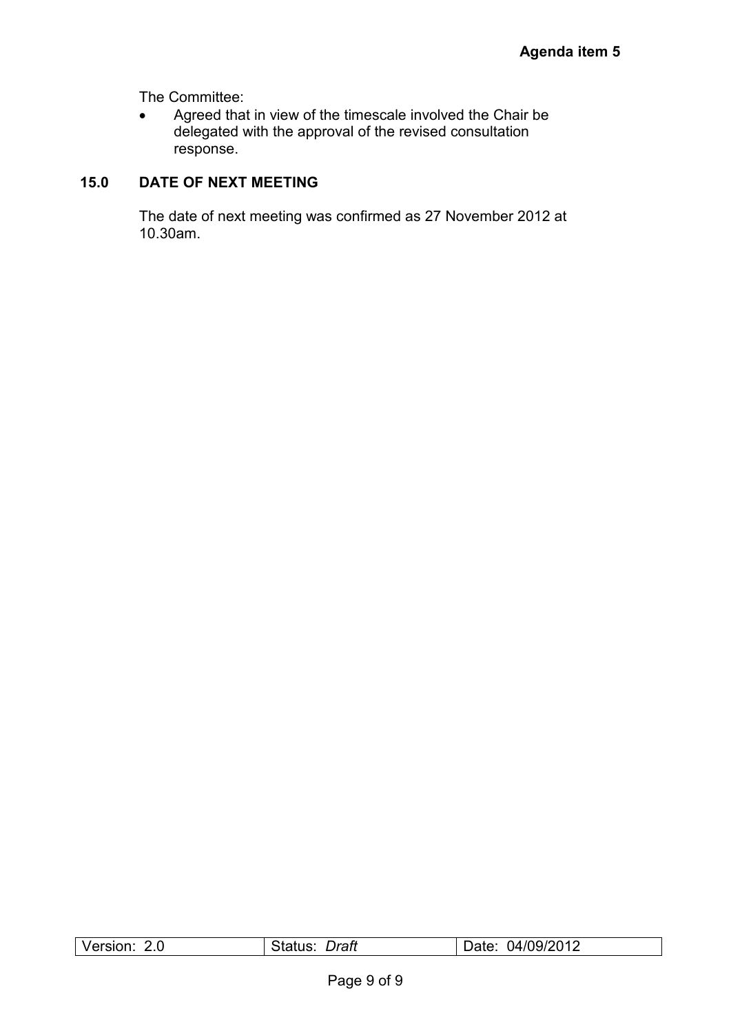The Committee:

- Agreed that in view of the timescale involved the Chair be delegated with the approval of the revised consultation response.

## 15.0 DATE OF NEXT MEETING

The date of next meeting was confirmed as 27 November 2012 at 10.30am.